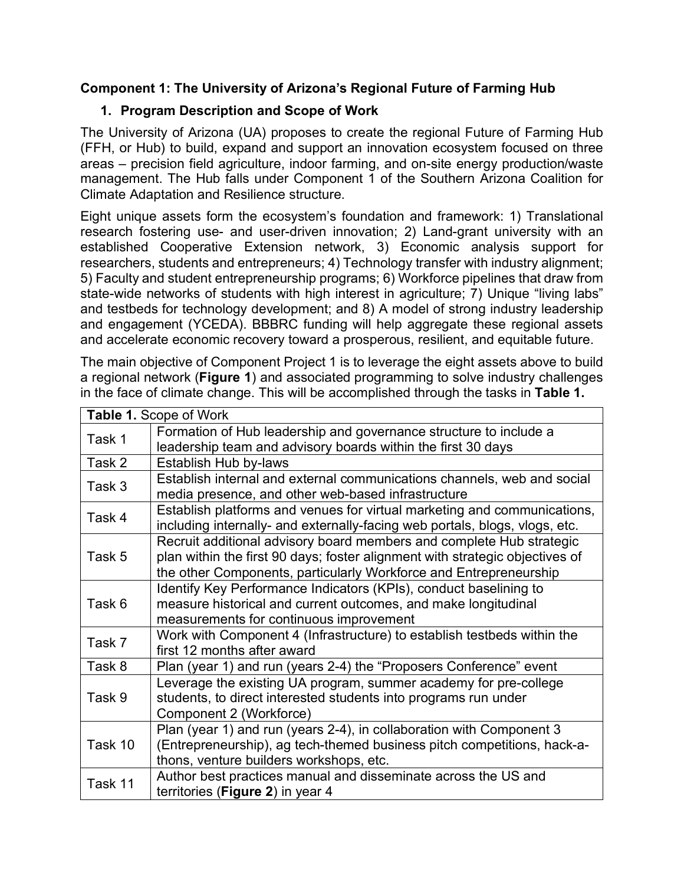## Component 1: The University of Arizona's Regional Future of Farming Hub

### 1. Program Description and Scope of Work

The University of Arizona (UA) proposes to create the regional Future of Farming Hub (FFH, or Hub) to build, expand and support an innovation ecosystem focused on three areas – precision field agriculture, indoor farming, and on-site energy production/waste management. The Hub falls under Component 1 of the Southern Arizona Coalition for Climate Adaptation and Resilience structure.

Eight unique assets form the ecosystem's foundation and framework: 1) Translational research fostering use- and user-driven innovation; 2) Land-grant university with an established Cooperative Extension network, 3) Economic analysis support for researchers, students and entrepreneurs; 4) Technology transfer with industry alignment; 5) Faculty and student entrepreneurship programs; 6) Workforce pipelines that draw from state-wide networks of students with high interest in agriculture; 7) Unique "living labs" and testbeds for technology development; and 8) A model of strong industry leadership and engagement (YCEDA). BBBRC funding will help aggregate these regional assets and accelerate economic recovery toward a prosperous, resilient, and equitable future.

The main objective of Component Project 1 is to leverage the eight assets above to build a regional network (**Figure 1**) and associated programming to solve industry challenges in the face of climate change. This will be accomplished through the tasks in **Table 1.**

| **Table 1.** Scope of Work | |
|---|---|
| Task 1 | Formation of Hub leadership and governance structure to include a leadership team and advisory boards within the first 30 days |
| Task 2 | Establish Hub by-laws |
| Task 3 | Establish internal and external communications channels, web and social media presence, and other web-based infrastructure |
| Task 4 | Establish platforms and venues for virtual marketing and communications, including internally- and externally-facing web portals, blogs, vlogs, etc. |
| Task 5 | Recruit additional advisory board members and complete Hub strategic plan within the first 90 days; foster alignment with strategic objectives of the other Components, particularly Workforce and Entrepreneurship |
| Task 6 | Identify Key Performance Indicators (KPIs), conduct baselining to measure historical and current outcomes, and make longitudinal measurements for continuous improvement |
| Task 7 | Work with Component 4 (Infrastructure) to establish testbeds within the first 12 months after award |
| Task 8 | Plan (year 1) and run (years 2-4) the "Proposers Conference" event |
| Task 9 | Leverage the existing UA program, summer academy for pre-college students, to direct interested students into programs run under Component 2 (Workforce) |
| Task 10 | Plan (year 1) and run (years 2-4), in collaboration with Component 3 (Entrepreneurship), ag tech-themed business pitch competitions, hack-a-thons, venture builders workshops, etc. |
| Task 11 | Author best practices manual and disseminate across the US and territories (**Figure 2**) in year 4 |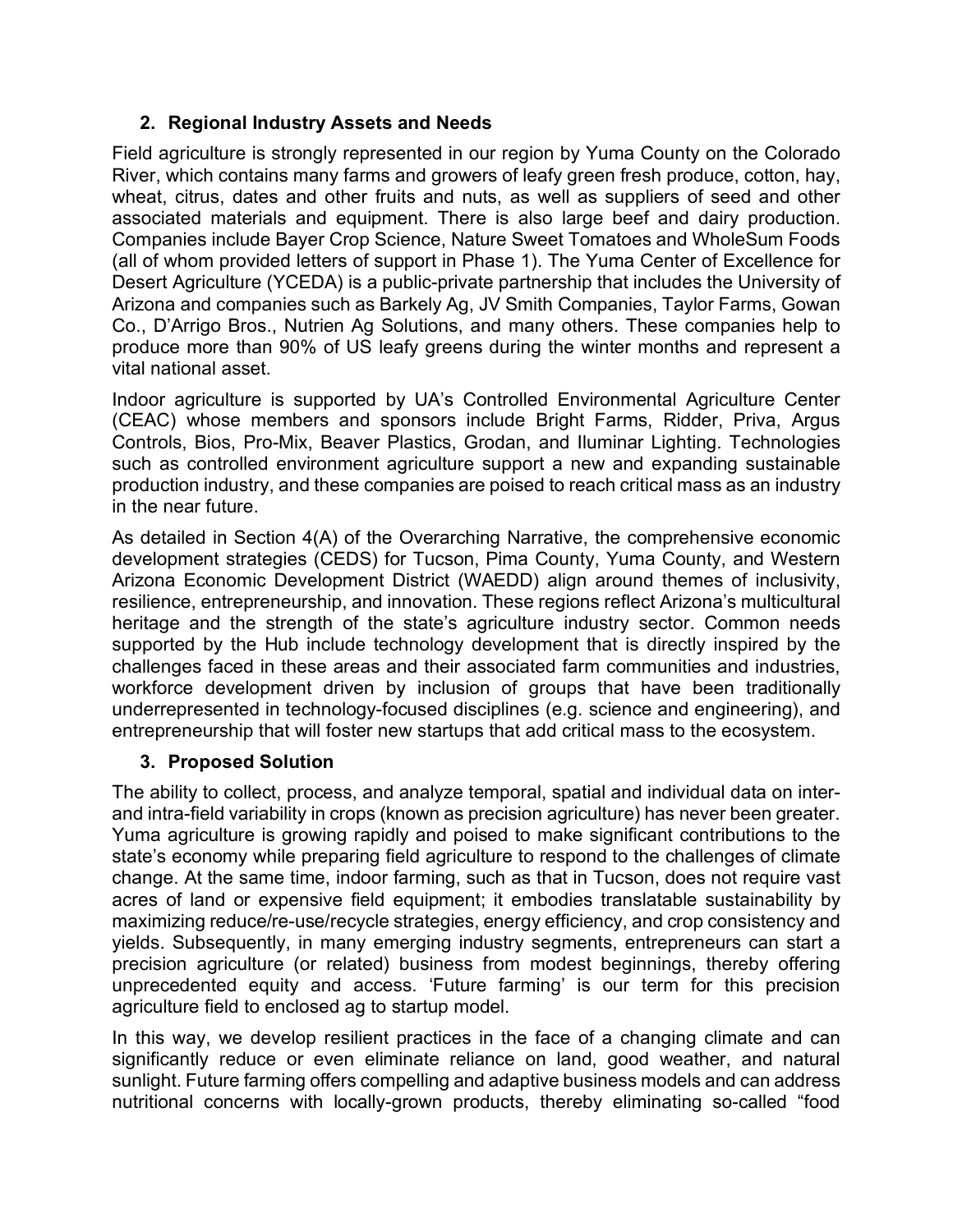## 2. Regional Industry Assets and Needs

Field agriculture is strongly represented in our region by Yuma County on the Colorado River, which contains many farms and growers of leafy green fresh produce, cotton, hay, wheat, citrus, dates and other fruits and nuts, as well as suppliers of seed and other associated materials and equipment. There is also large beef and dairy production. Companies include Bayer Crop Science, Nature Sweet Tomatoes and WholeSum Foods (all of whom provided letters of support in Phase 1). The Yuma Center of Excellence for Desert Agriculture (YCEDA) is a public-private partnership that includes the University of Arizona and companies such as Barkely Ag, JV Smith Companies, Taylor Farms, Gowan Co., D'Arrigo Bros., Nutrien Ag Solutions, and many others. These companies help to produce more than 90% of US leafy greens during the winter months and represent a vital national asset.

Indoor agriculture is supported by UA's Controlled Environmental Agriculture Center (CEAC) whose members and sponsors include Bright Farms, Ridder, Priva, Argus Controls, Bios, Pro-Mix, Beaver Plastics, Grodan, and Iluminar Lighting. Technologies such as controlled environment agriculture support a new and expanding sustainable production industry, and these companies are poised to reach critical mass as an industry in the near future.

As detailed in Section 4(A) of the Overarching Narrative, the comprehensive economic development strategies (CEDS) for Tucson, Pima County, Yuma County, and Western Arizona Economic Development District (WAEDD) align around themes of inclusivity, resilience, entrepreneurship, and innovation. These regions reflect Arizona's multicultural heritage and the strength of the state's agriculture industry sector. Common needs supported by the Hub include technology development that is directly inspired by the challenges faced in these areas and their associated farm communities and industries, workforce development driven by inclusion of groups that have been traditionally underrepresented in technology-focused disciplines (e.g. science and engineering), and entrepreneurship that will foster new startups that add critical mass to the ecosystem.

## 3. Proposed Solution

The ability to collect, process, and analyze temporal, spatial and individual data on inter- and intra-field variability in crops (known as precision agriculture) has never been greater. Yuma agriculture is growing rapidly and poised to make significant contributions to the state's economy while preparing field agriculture to respond to the challenges of climate change. At the same time, indoor farming, such as that in Tucson, does not require vast acres of land or expensive field equipment; it embodies translatable sustainability by maximizing reduce/re-use/recycle strategies, energy efficiency, and crop consistency and yields. Subsequently, in many emerging industry segments, entrepreneurs can start a precision agriculture (or related) business from modest beginnings, thereby offering unprecedented equity and access. 'Future farming' is our term for this precision agriculture field to enclosed ag to startup model.

In this way, we develop resilient practices in the face of a changing climate and can significantly reduce or even eliminate reliance on land, good weather, and natural sunlight. Future farming offers compelling and adaptive business models and can address nutritional concerns with locally-grown products, thereby eliminating so-called "food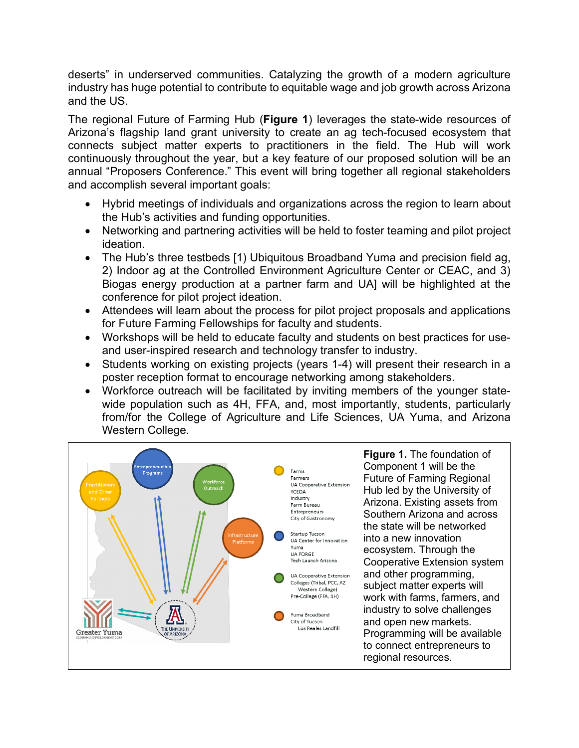deserts" in underserved communities. Catalyzing the growth of a modern agriculture industry has huge potential to contribute to equitable wage and job growth across Arizona and the US.

The regional Future of Farming Hub (**Figure 1**) leverages the state-wide resources of Arizona's flagship land grant university to create an ag tech-focused ecosystem that connects subject matter experts to practitioners in the field. The Hub will work continuously throughout the year, but a key feature of our proposed solution will be an annual "Proposers Conference." This event will bring together all regional stakeholders and accomplish several important goals:

- Hybrid meetings of individuals and organizations across the region to learn about the Hub's activities and funding opportunities.
- Networking and partnering activities will be held to foster teaming and pilot project ideation.
- The Hub's three testbeds [1) Ubiquitous Broadband Yuma and precision field ag, 2) Indoor ag at the Controlled Environment Agriculture Center or CEAC, and 3) Biogas energy production at a partner farm and UA] will be highlighted at the conference for pilot project ideation.
- Attendees will learn about the process for pilot project proposals and applications for Future Farming Fellowships for faculty and students.
- Workshops will be held to educate faculty and students on best practices for use- and user-inspired research and technology transfer to industry.
- Students working on existing projects (years 1-4) will present their research in a poster reception format to encourage networking among stakeholders.
- Workforce outreach will be facilitated by inviting members of the younger state-wide population such as 4H, FFA, and, most importantly, students, particularly from/for the College of Agriculture and Life Sciences, UA Yuma, and Arizona Western College.

**Figure 1.** The foundation of Component 1 will be the Future of Farming Regional Hub led by the University of Arizona. Existing assets from Southern Arizona and across the state will be networked into a new innovation ecosystem. Through the Cooperative Extension system and other programming, subject matter experts will work with farms, farmers, and industry to solve challenges and open new markets. Programming will be available to connect entrepreneurs to regional resources.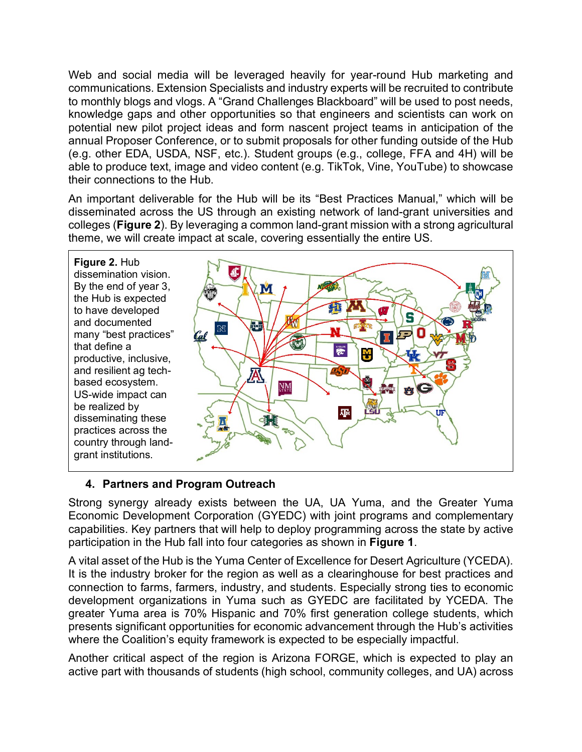Web and social media will be leveraged heavily for year-round Hub marketing and communications. Extension Specialists and industry experts will be recruited to contribute to monthly blogs and vlogs. A "Grand Challenges Blackboard" will be used to post needs, knowledge gaps and other opportunities so that engineers and scientists can work on potential new pilot project ideas and form nascent project teams in anticipation of the annual Proposer Conference, or to submit proposals for other funding outside of the Hub (e.g. other EDA, USDA, NSF, etc.). Student groups (e.g., college, FFA and 4H) will be able to produce text, image and video content (e.g. TikTok, Vine, YouTube) to showcase their connections to the Hub.

An important deliverable for the Hub will be its "Best Practices Manual," which will be disseminated across the US through an existing network of land-grant universities and colleges (**Figure 2**). By leveraging a common land-grant mission with a strong agricultural theme, we will create impact at scale, covering essentially the entire US.

**Figure 2.** Hub dissemination vision. By the end of year 3, the Hub is expected to have developed and documented many "best practices" that define a productive, inclusive, and resilient ag tech-based ecosystem. US-wide impact can be realized by disseminating these practices across the country through land-grant institutions.

### 4. Partners and Program Outreach

Strong synergy already exists between the UA, UA Yuma, and the Greater Yuma Economic Development Corporation (GYEDC) with joint programs and complementary capabilities. Key partners that will help to deploy programming across the state by active participation in the Hub fall into four categories as shown in **Figure 1**.

A vital asset of the Hub is the Yuma Center of Excellence for Desert Agriculture (YCEDA). It is the industry broker for the region as well as a clearinghouse for best practices and connection to farms, farmers, industry, and students. Especially strong ties to economic development organizations in Yuma such as GYEDC are facilitated by YCEDA. The greater Yuma area is 70% Hispanic and 70% first generation college students, which presents significant opportunities for economic advancement through the Hub's activities where the Coalition's equity framework is expected to be especially impactful.

Another critical aspect of the region is Arizona FORGE, which is expected to play an active part with thousands of students (high school, community colleges, and UA) across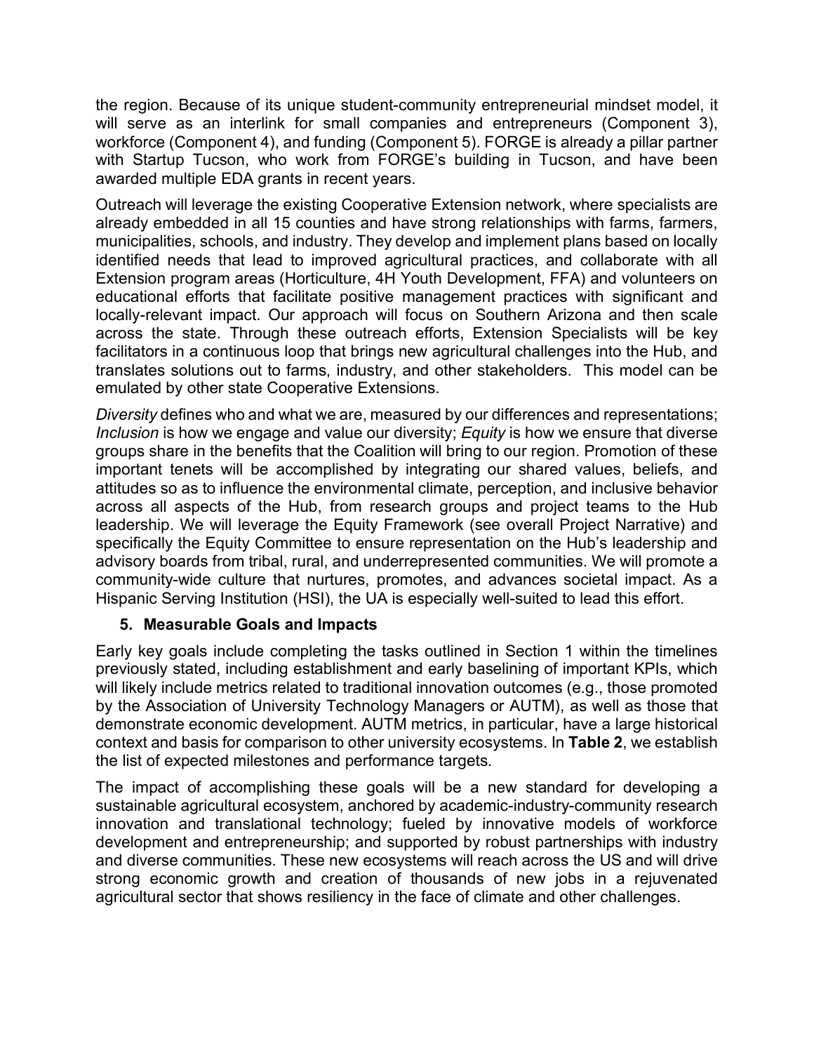the region. Because of its unique student-community entrepreneurial mindset model, it will serve as an interlink for small companies and entrepreneurs (Component 3), workforce (Component 4), and funding (Component 5). FORGE is already a pillar partner with Startup Tucson, who work from FORGE's building in Tucson, and have been awarded multiple EDA grants in recent years.

Outreach will leverage the existing Cooperative Extension network, where specialists are already embedded in all 15 counties and have strong relationships with farms, farmers, municipalities, schools, and industry. They develop and implement plans based on locally identified needs that lead to improved agricultural practices, and collaborate with all Extension program areas (Horticulture, 4H Youth Development, FFA) and volunteers on educational efforts that facilitate positive management practices with significant and locally-relevant impact. Our approach will focus on Southern Arizona and then scale across the state. Through these outreach efforts, Extension Specialists will be key facilitators in a continuous loop that brings new agricultural challenges into the Hub, and translates solutions out to farms, industry, and other stakeholders. This model can be emulated by other state Cooperative Extensions.

*Diversity* defines who and what we are, measured by our differences and representations; *Inclusion* is how we engage and value our diversity; *Equity* is how we ensure that diverse groups share in the benefits that the Coalition will bring to our region. Promotion of these important tenets will be accomplished by integrating our shared values, beliefs, and attitudes so as to influence the environmental climate, perception, and inclusive behavior across all aspects of the Hub, from research groups and project teams to the Hub leadership. We will leverage the Equity Framework (see overall Project Narrative) and specifically the Equity Committee to ensure representation on the Hub's leadership and advisory boards from tribal, rural, and underrepresented communities. We will promote a community-wide culture that nurtures, promotes, and advances societal impact. As a Hispanic Serving Institution (HSI), the UA is especially well-suited to lead this effort.

### 5. Measurable Goals and Impacts

Early key goals include completing the tasks outlined in Section 1 within the timelines previously stated, including establishment and early baselining of important KPIs, which will likely include metrics related to traditional innovation outcomes (e.g., those promoted by the Association of University Technology Managers or AUTM), as well as those that demonstrate economic development. AUTM metrics, in particular, have a large historical context and basis for comparison to other university ecosystems. In **Table 2**, we establish the list of expected milestones and performance targets.

The impact of accomplishing these goals will be a new standard for developing a sustainable agricultural ecosystem, anchored by academic-industry-community research innovation and translational technology; fueled by innovative models of workforce development and entrepreneurship; and supported by robust partnerships with industry and diverse communities. These new ecosystems will reach across the US and will drive strong economic growth and creation of thousands of new jobs in a rejuvenated agricultural sector that shows resiliency in the face of climate and other challenges.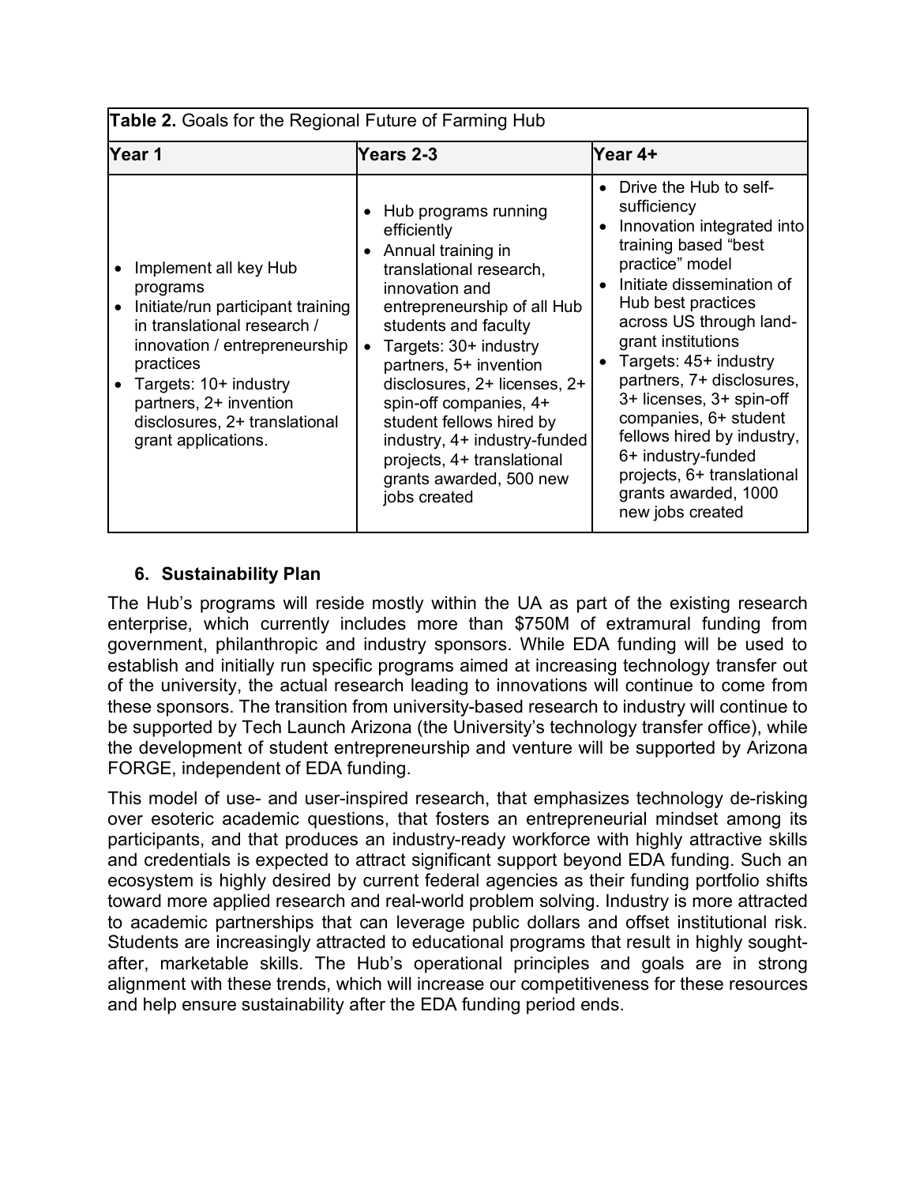**Table 2.** Goals for the Regional Future of Farming Hub

| Year 1 | Years 2-3 | Year 4+ |
|---|---|---|
| • Implement all key Hub programs<br>• Initiate/run participant training in translational research / innovation / entrepreneurship practices<br>• Targets: 10+ industry partners, 2+ invention disclosures, 2+ translational grant applications. | • Hub programs running efficiently<br>• Annual training in translational research, innovation and entrepreneurship of all Hub students and faculty<br>• Targets: 30+ industry partners, 5+ invention disclosures, 2+ licenses, 2+ spin-off companies, 4+ student fellows hired by industry, 4+ industry-funded projects, 4+ translational grants awarded, 500 new jobs created | • Drive the Hub to self-sufficiency<br>• Innovation integrated into training based "best practice" model<br>• Initiate dissemination of Hub best practices across US through land-grant institutions<br>• Targets: 45+ industry partners, 7+ disclosures, 3+ licenses, 3+ spin-off companies, 6+ student fellows hired by industry, 6+ industry-funded projects, 6+ translational grants awarded, 1000 new jobs created |

## 6. Sustainability Plan

The Hub's programs will reside mostly within the UA as part of the existing research enterprise, which currently includes more than $750M of extramural funding from government, philanthropic and industry sponsors. While EDA funding will be used to establish and initially run specific programs aimed at increasing technology transfer out of the university, the actual research leading to innovations will continue to come from these sponsors. The transition from university-based research to industry will continue to be supported by Tech Launch Arizona (the University's technology transfer office), while the development of student entrepreneurship and venture will be supported by Arizona FORGE, independent of EDA funding.

This model of use- and user-inspired research, that emphasizes technology de-risking over esoteric academic questions, that fosters an entrepreneurial mindset among its participants, and that produces an industry-ready workforce with highly attractive skills and credentials is expected to attract significant support beyond EDA funding. Such an ecosystem is highly desired by current federal agencies as their funding portfolio shifts toward more applied research and real-world problem solving. Industry is more attracted to academic partnerships that can leverage public dollars and offset institutional risk. Students are increasingly attracted to educational programs that result in highly sought-after, marketable skills. The Hub's operational principles and goals are in strong alignment with these trends, which will increase our competitiveness for these resources and help ensure sustainability after the EDA funding period ends.